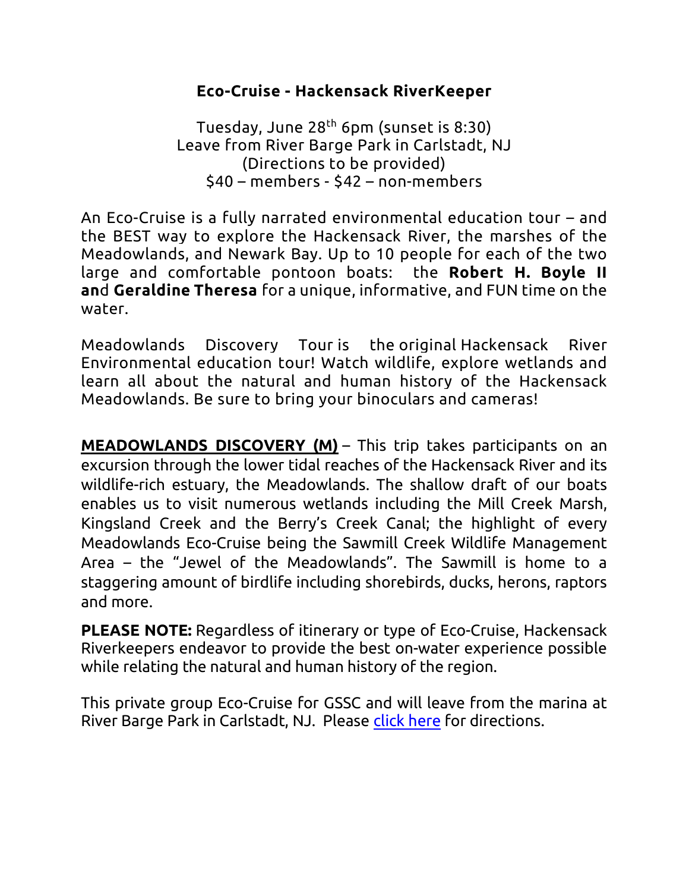## Eco-Cruise - Hackensack RiverKeeper

Tuesday, June 28th 6pm (sunset is 8:30)
Leave from River Barge Park in Carlstadt, NJ
(Directions to be provided)
$40 – members - $42 – non-members

An Eco-Cruise is a fully narrated environmental education tour – and the BEST way to explore the Hackensack River, the marshes of the Meadowlands, and Newark Bay. Up to 10 people for each of the two large and comfortable pontoon boats: the **Robert H. Boyle II and Geraldine Theresa** for a unique, informative, and FUN time on the water.

Meadowlands Discovery Tour is the original Hackensack River Environmental education tour! Watch wildlife, explore wetlands and learn all about the natural and human history of the Hackensack Meadowlands. Be sure to bring your binoculars and cameras!

**MEADOWLANDS DISCOVERY (M)** – This trip takes participants on an excursion through the lower tidal reaches of the Hackensack River and its wildlife-rich estuary, the Meadowlands. The shallow draft of our boats enables us to visit numerous wetlands including the Mill Creek Marsh, Kingsland Creek and the Berry's Creek Canal; the highlight of every Meadowlands Eco-Cruise being the Sawmill Creek Wildlife Management Area – the "Jewel of the Meadowlands". The Sawmill is home to a staggering amount of birdlife including shorebirds, ducks, herons, raptors and more.

**PLEASE NOTE:** Regardless of itinerary or type of Eco-Cruise, Hackensack Riverkeepers endeavor to provide the best on-water experience possible while relating the natural and human history of the region.

This private group Eco-Cruise for GSSC and will leave from the marina at River Barge Park in Carlstadt, NJ. Please click here for directions.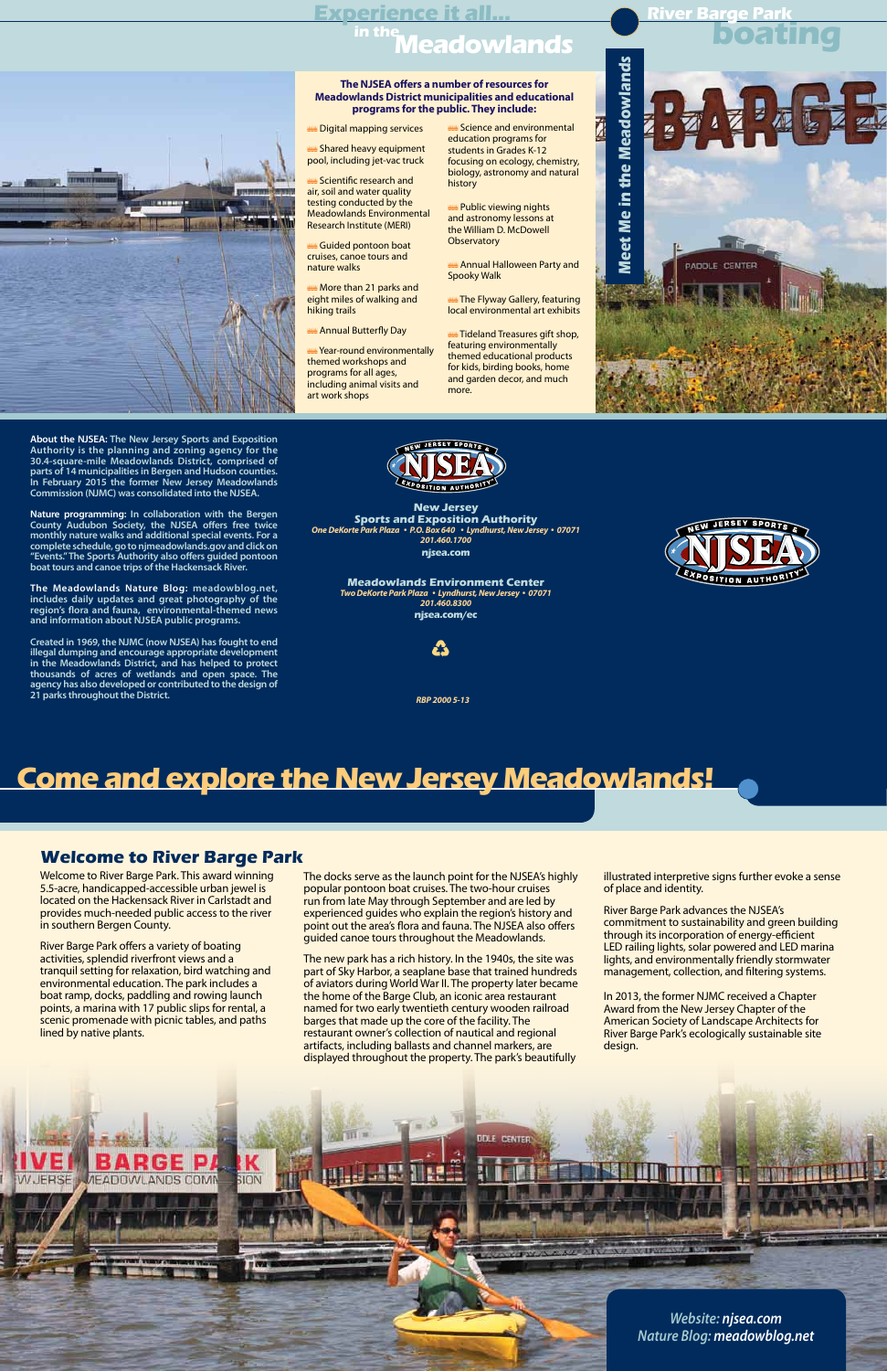# Experience it all... in the Meadowlands

## River Barge Park boating

**Meet Me in the Meadowlands**

**The NJSEA offers a number of resources for Meadowlands District municipalities and educational programs for the public. They include:**

- Digital mapping services
- Shared heavy equipment pool, including jet-vac truck
- Scientific research and air, soil and water quality testing conducted by the Meadowlands Environmental Research Institute (MERI)
- Guided pontoon boat cruises, canoe tours and nature walks
- More than 21 parks and eight miles of walking and hiking trails
- Annual Butterfly Day
- Year-round environmentally themed workshops and programs for all ages, including animal visits and art work shops
- Science and environmental education programs for students in Grades K-12 focusing on ecology, chemistry, biology, astronomy and natural history
- Public viewing nights and astronomy lessons at the William D. McDowell Observatory
- Annual Halloween Party and Spooky Walk
- The Flyway Gallery, featuring local environmental art exhibits
- Tideland Treasures gift shop, featuring environmentally themed educational products for kids, birding books, home and garden decor, and much more.

**About the NJSEA:** The New Jersey Sports and Exposition Authority is the planning and zoning agency for the 30.4-square-mile Meadowlands District, comprised of parts of 14 municipalities in Bergen and Hudson counties. In February 2015 the former New Jersey Meadowlands Commission (NJMC) was consolidated into the NJSEA.

**Nature programming:** In collaboration with the Bergen County Audubon Society, the NJSEA offers free twice monthly nature walks and additional special events. For a complete schedule, go to njmeadowlands.gov and click on "Events." The Sports Authority also offers guided pontoon boat tours and canoe trips of the Hackensack River.

**The Meadowlands Nature Blog:** meadowblog.net, includes daily updates and great photography of the region's flora and fauna, environmental-themed news and information about NJSEA public programs.

Created in 1969, the NJMC (now NJSEA) has fought to end illegal dumping and encourage appropriate development in the Meadowlands District, and has helped to protect thousands of acres of wetlands and open space. The agency has also developed or contributed to the design of 21 parks throughout the District.

**New Jersey Sports and Exposition Authority**
*One DeKorte Park Plaza • P.O. Box 640 • Lyndhurst, New Jersey • 07071*
*201.460.1700*
njsea.com

**Meadowlands Environment Center**
*Two DeKorte Park Plaza • Lyndhurst, New Jersey • 07071*
*201.460.8300*
njsea.com/ec

*RBP 2000 5-13*

# Come and explore the New Jersey Meadowlands!

## Welcome to River Barge Park

Welcome to River Barge Park. This award winning 5.5-acre, handicapped-accessible urban jewel is located on the Hackensack River in Carlstadt and provides much-needed public access to the river in southern Bergen County.

River Barge Park offers a variety of boating activities, splendid riverfront views and a tranquil setting for relaxation, bird watching and environmental education. The park includes a boat ramp, docks, paddling and rowing launch points, a marina with 17 public slips for rental, a scenic promenade with picnic tables, and paths lined by native plants.

The docks serve as the launch point for the NJSEA's highly popular pontoon boat cruises. The two-hour cruises run from late May through September and are led by experienced guides who explain the region's history and point out the area's flora and fauna. The NJSEA also offers guided canoe tours throughout the Meadowlands.

The new park has a rich history. In the 1940s, the site was part of Sky Harbor, a seaplane base that trained hundreds of aviators during World War II. The property later became the home of the Barge Club, an iconic area restaurant named for two early twentieth century wooden railroad barges that made up the core of the facility. The restaurant owner's collection of nautical and regional artifacts, including ballasts and channel markers, are displayed throughout the property. The park's beautifully illustrated interpretive signs further evoke a sense of place and identity.

River Barge Park advances the NJSEA's commitment to sustainability and green building through its incorporation of energy-efficient LED railing lights, solar powered and LED marina lights, and environmentally friendly stormwater management, collection, and filtering systems.

In 2013, the former NJMC received a Chapter Award from the New Jersey Chapter of the American Society of Landscape Architects for River Barge Park's ecologically sustainable site design.

*Website:* ***njsea.com***
*Nature Blog:* ***meadowblog.net***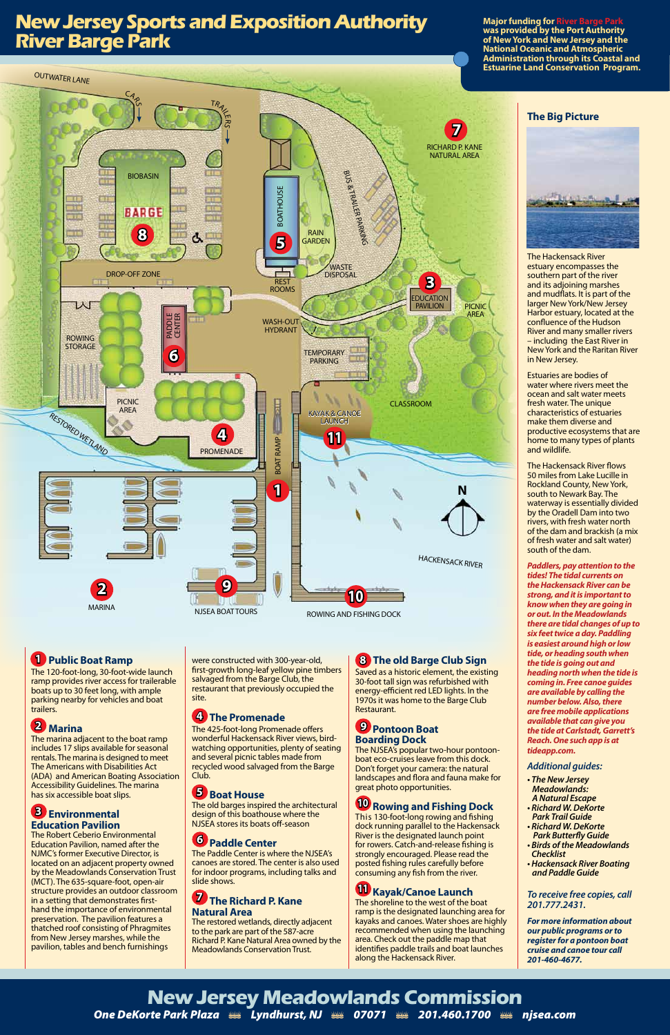# New Jersey Sports and Exposition Authority River Barge Park

**Major funding for River Barge Park was provided by the Port Authority of New York and New Jersey and the National Oceanic and Atmospheric Administration through its Coastal and Estuarine Land Conservation Program.**

OUTWATER LANE
CARS
TRAILERS
BIOBASIN
BARGE
8
BOATHOUSE
5
RAIN GARDEN
BUS & TRAILER PARKING
7
RICHARD P. KANE NATURAL AREA
WASTE DISPOSAL
3
EDUCATION PAVILION
PICNIC AREA
DROP-OFF ZONE
REST ROOMS
WASH-OUT HYDRANT
TEMPORARY PARKING
ROWING STORAGE
PADDLE CENTER
6
PICNIC AREA
CLASSROOM
RESTORED WETLAND
4
PROMENADE
BOAT RAMP
KAYAK & CANOE LAUNCH
11
1
N
HACKENSACK RIVER
2
MARINA
9
NJSEA BOAT TOURS
10
ROWING AND FISHING DOCK

## 1 Public Boat Ramp

The 120-foot-long, 30-foot-wide launch ramp provides river access for trailerable boats up to 30 feet long, with ample parking nearby for vehicles and boat trailers.

## 2 Marina

The marina adjacent to the boat ramp includes 17 slips available for seasonal rentals. The marina is designed to meet The Americans with Disabilities Act (ADA) and American Boating Association Accessibility Guidelines. The marina has six accessible boat slips.

## 3 Environmental Education Pavilion

The Robert Ceberio Environmental Education Pavilion, named after the NJMC's former Executive Director, is located on an adjacent property owned by the Meadowlands Conservation Trust (MCT). The 635-square-foot, open-air structure provides an outdoor classroom in a setting that demonstrates first-hand the importance of environmental preservation. The pavilion features a thatched roof consisting of Phragmites from New Jersey marshes, while the pavilion, tables and bench furnishings were constructed with 300-year-old, first-growth long-leaf yellow pine timbers salvaged from the Barge Club, the restaurant that previously occupied the site.

## 4 The Promenade

The 425-foot-long Promenade offers wonderful Hackensack River views, bird-watching opportunities, plenty of seating and several picnic tables made from recycled wood salvaged from the Barge Club.

## 5 Boat House

The old barges inspired the architectural design of this boathouse where the NJSEA stores its boats off-season

## 6 Paddle Center

The Paddle Center is where the NJSEA's canoes are stored. The center is also used for indoor programs, including talks and slide shows.

## 7 The Richard P. Kane Natural Area

The restored wetlands, directly adjacent to the park are part of the 587-acre Richard P. Kane Natural Area owned by the Meadowlands Conservation Trust.

## 8 The old Barge Club Sign

Saved as a historic element, the existing 30-foot tall sign was refurbished with energy-efficient red LED lights. In the 1970s it was home to the Barge Club Restaurant.

## 9 Pontoon Boat Boarding Dock

The NJSEA's popular two-hour pontoon-boat eco-cruises leave from this dock. Don't forget your camera: the natural landscapes and flora and fauna make for great photo opportunities.

## 10 Rowing and Fishing Dock

This 130-foot-long rowing and fishing dock running parallel to the Hackensack River is the designated launch point for rowers. Catch-and-release fishing is strongly encouraged. Please read the posted fishing rules carefully before consuming any fish from the river.

## 11 Kayak/Canoe Launch

The shoreline to the west of the boat ramp is the designated launching area for kayaks and canoes. Water shoes are highly recommended when using the launching area. Check out the paddle map that identifies paddle trails and boat launches along the Hackensack River.

## The Big Picture

The Hackensack River estuary encompasses the southern part of the river and its adjoining marshes and mudflats. It is part of the larger New York/New Jersey Harbor estuary, located at the confluence of the Hudson River and many smaller rivers – including the East River in New York and the Raritan River in New Jersey.

Estuaries are bodies of water where rivers meet the ocean and salt water meets fresh water. The unique characteristics of estuaries make them diverse and productive ecosystems that are home to many types of plants and wildlife.

The Hackensack River flows 50 miles from Lake Lucille in Rockland County, New York, south to Newark Bay. The waterway is essentially divided by the Oradell Dam into two rivers, with fresh water north of the dam and brackish (a mix of fresh water and salt water) south of the dam.

***Paddlers, pay attention to the tides! The tidal currents on the Hackensack River can be strong, and it is important to know when they are going in or out. In the Meadowlands there are tidal changes of up to six feet twice a day. Paddling is easiest around high or low tide, or heading south when the tide is going out and heading north when the tide is coming in. Free canoe guides are available by calling the number below. Also, there are free mobile applications available that can give you the tide at Carlstadt, Garrett's Reach. One such app is at tideapp.com.***

*Additional guides:*

- ***The New Jersey Meadowlands: A Natural Escape***
- ***Richard W. DeKorte Park Trail Guide***
- ***Richard W. DeKorte Park Butterfly Guide***
- ***Birds of the Meadowlands Checklist***
- ***Hackensack River Boating and Paddle Guide***

***To receive free copies, call 201.777.2431.***

***For more information about our public programs or to register for a pontoon boat cruise and canoe tour call 201-460-4677.***

# New Jersey Meadowlands Commission

***One DeKorte Park Plaza   Lyndhurst, NJ   07071   201.460.1700   njsea.com***